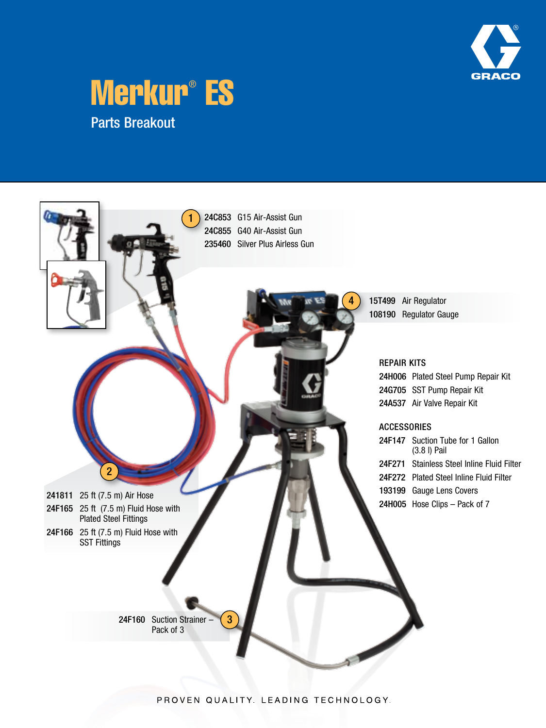# Merkur® ES

## Parts Breakout

**1**

| | |
|---|---|
| **24C853** | G15 Air-Assist Gun |
| **24C855** | G40 Air-Assist Gun |
| **235460** | Silver Plus Airless Gun |

**4**

| | |
|---|---|
| **15T499** | Air Regulator |
| **108190** | Regulator Gauge |

### REPAIR KITS

| | |
|---|---|
| **24H006** | Plated Steel Pump Repair Kit |
| **24G705** | SST Pump Repair Kit |
| **24A537** | Air Valve Repair Kit |

### ACCESSORIES

| | |
|---|---|
| **24F147** | Suction Tube for 1 Gallon (3.8 l) Pail |
| **24F271** | Stainless Steel Inline Fluid Filter |
| **24F272** | Plated Steel Inline Fluid Filter |
| **193199** | Gauge Lens Covers |
| **24H005** | Hose Clips – Pack of 7 |

**2**

| | |
|---|---|
| **241811** | 25 ft (7.5 m) Air Hose |
| **24F165** | 25 ft (7.5 m) Fluid Hose with Plated Steel Fittings |
| **24F166** | 25 ft (7.5 m) Fluid Hose with SST Fittings |

**3**

| | |
|---|---|
| **24F160** | Suction Strainer – Pack of 3 |

PROVEN QUALITY. LEADING TECHNOLOGY.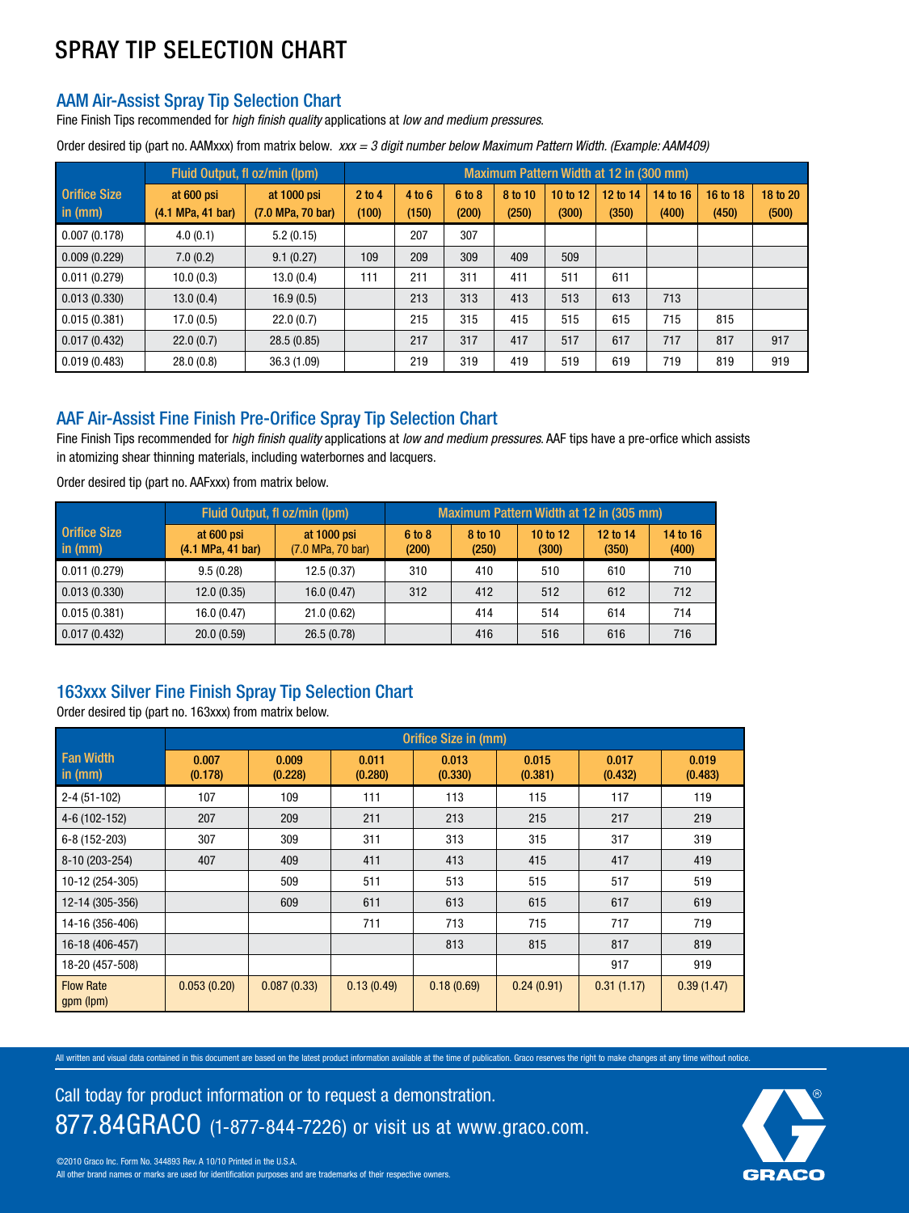# SPRAY TIP SELECTION CHART

## AAM Air-Assist Spray Tip Selection Chart

Fine Finish Tips recommended for *high finish quality* applications at *low and medium pressures*.

Order desired tip (part no. AAMxxx) from matrix below. *xxx = 3 digit number below Maximum Pattern Width. (Example: AAM409)*

| Orifice Size in (mm) | Fluid Output, fl oz/min (lpm) | | Maximum Pattern Width at 12 in (300 mm) | | | | | | | | |
|---|---|---|---|---|---|---|---|---|---|---|---|
| | at 600 psi (4.1 MPa, 41 bar) | at 1000 psi (7.0 MPa, 70 bar) | 2 to 4 (100) | 4 to 6 (150) | 6 to 8 (200) | 8 to 10 (250) | 10 to 12 (300) | 12 to 14 (350) | 14 to 16 (400) | 16 to 18 (450) | 18 to 20 (500) |
| 0.007 (0.178) | 4.0 (0.1) | 5.2 (0.15) | | 207 | 307 | | | | | | |
| 0.009 (0.229) | 7.0 (0.2) | 9.1 (0.27) | 109 | 209 | 309 | 409 | 509 | | | | |
| 0.011 (0.279) | 10.0 (0.3) | 13.0 (0.4) | 111 | 211 | 311 | 411 | 511 | 611 | | | |
| 0.013 (0.330) | 13.0 (0.4) | 16.9 (0.5) | | 213 | 313 | 413 | 513 | 613 | 713 | | |
| 0.015 (0.381) | 17.0 (0.5) | 22.0 (0.7) | | 215 | 315 | 415 | 515 | 615 | 715 | 815 | |
| 0.017 (0.432) | 22.0 (0.7) | 28.5 (0.85) | | 217 | 317 | 417 | 517 | 617 | 717 | 817 | 917 |
| 0.019 (0.483) | 28.0 (0.8) | 36.3 (1.09) | | 219 | 319 | 419 | 519 | 619 | 719 | 819 | 919 |

## AAF Air-Assist Fine Finish Pre-Orifice Spray Tip Selection Chart

Fine Finish Tips recommended for *high finish quality* applications at *low and medium pressures.* AAF tips have a pre-orfice which assists in atomizing shear thinning materials, including waterbornes and lacquers.

Order desired tip (part no. AAFxxx) from matrix below.

| Orifice Size in (mm) | Fluid Output, fl oz/min (lpm) | | Maximum Pattern Width at 12 in (305 mm) | | | | |
|---|---|---|---|---|---|---|---|
| | at 600 psi (4.1 MPa, 41 bar) | at 1000 psi (7.0 MPa, 70 bar) | 6 to 8 (200) | 8 to 10 (250) | 10 to 12 (300) | 12 to 14 (350) | 14 to 16 (400) |
| 0.011 (0.279) | 9.5 (0.28) | 12.5 (0.37) | 310 | 410 | 510 | 610 | 710 |
| 0.013 (0.330) | 12.0 (0.35) | 16.0 (0.47) | 312 | 412 | 512 | 612 | 712 |
| 0.015 (0.381) | 16.0 (0.47) | 21.0 (0.62) | | 414 | 514 | 614 | 714 |
| 0.017 (0.432) | 20.0 (0.59) | 26.5 (0.78) | | 416 | 516 | 616 | 716 |

## 163xxx Silver Fine Finish Spray Tip Selection Chart

Order desired tip (part no. 163xxx) from matrix below.

| Fan Width in (mm) | Orifice Size in (mm) | | | | | | |
|---|---|---|---|---|---|---|---|
| | 0.007 (0.178) | 0.009 (0.228) | 0.011 (0.280) | 0.013 (0.330) | 0.015 (0.381) | 0.017 (0.432) | 0.019 (0.483) |
| 2-4 (51-102) | 107 | 109 | 111 | 113 | 115 | 117 | 119 |
| 4-6 (102-152) | 207 | 209 | 211 | 213 | 215 | 217 | 219 |
| 6-8 (152-203) | 307 | 309 | 311 | 313 | 315 | 317 | 319 |
| 8-10 (203-254) | 407 | 409 | 411 | 413 | 415 | 417 | 419 |
| 10-12 (254-305) | | 509 | 511 | 513 | 515 | 517 | 519 |
| 12-14 (305-356) | | 609 | 611 | 613 | 615 | 617 | 619 |
| 14-16 (356-406) | | | 711 | 713 | 715 | 717 | 719 |
| 16-18 (406-457) | | | | 813 | 815 | 817 | 819 |
| 18-20 (457-508) | | | | | | 917 | 919 |
| Flow Rate gpm (lpm) | 0.053 (0.20) | 0.087 (0.33) | 0.13 (0.49) | 0.18 (0.69) | 0.24 (0.91) | 0.31 (1.17) | 0.39 (1.47) |

All written and visual data contained in this document are based on the latest product information available at the time of publication. Graco reserves the right to make changes at any time without notice.

Call today for product information or to request a demonstration.

877.84GRACO (1-877-844-7226) or visit us at www.graco.com.

©2010 Graco Inc. Form No. 344893 Rev. A 10/10 Printed in the U.S.A.
All other brand names or marks are used for identification purposes and are trademarks of their respective owners.

GRACO